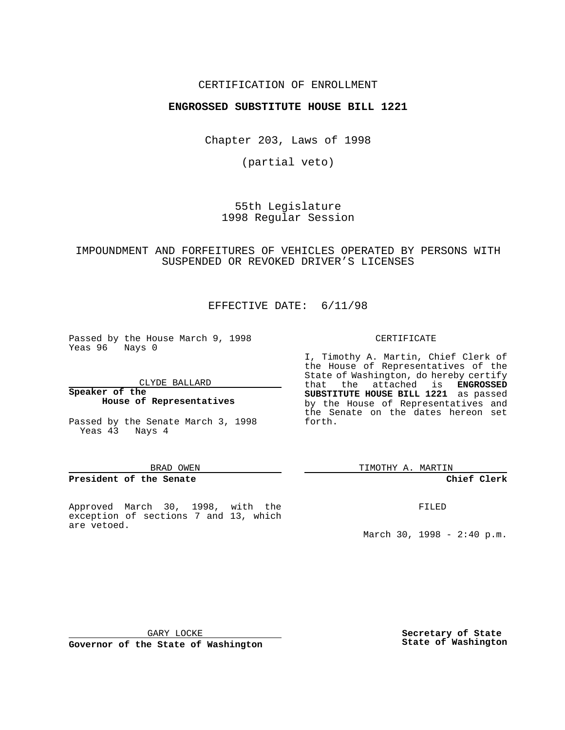CERTIFICATION OF ENROLLMENT

**ENGROSSED SUBSTITUTE HOUSE BILL 1221**

Chapter 203, Laws of 1998

(partial veto)

55th Legislature
1998 Regular Session

IMPOUNDMENT AND FORFEITURES OF VEHICLES OPERATED BY PERSONS WITH SUSPENDED OR REVOKED DRIVER'S LICENSES

EFFECTIVE DATE: 6/11/98

Passed by the House March 9, 1998
Yeas 96 Nays 0

CLYDE BALLARD

**Speaker of the House of Representatives**

Passed by the Senate March 3, 1998
Yeas 43 Nays 4

BRAD OWEN

**President of the Senate**

Approved March 30, 1998, with the exception of sections 7 and 13, which are vetoed.

GARY LOCKE

**Governor of the State of Washington**

CERTIFICATE

I, Timothy A. Martin, Chief Clerk of the House of Representatives of the State of Washington, do hereby certify that the attached is **ENGROSSED SUBSTITUTE HOUSE BILL 1221** as passed by the House of Representatives and the Senate on the dates hereon set forth.

TIMOTHY A. MARTIN

**Chief Clerk**

FILED

March 30, 1998 - 2:40 p.m.

**Secretary of State**
**State of Washington**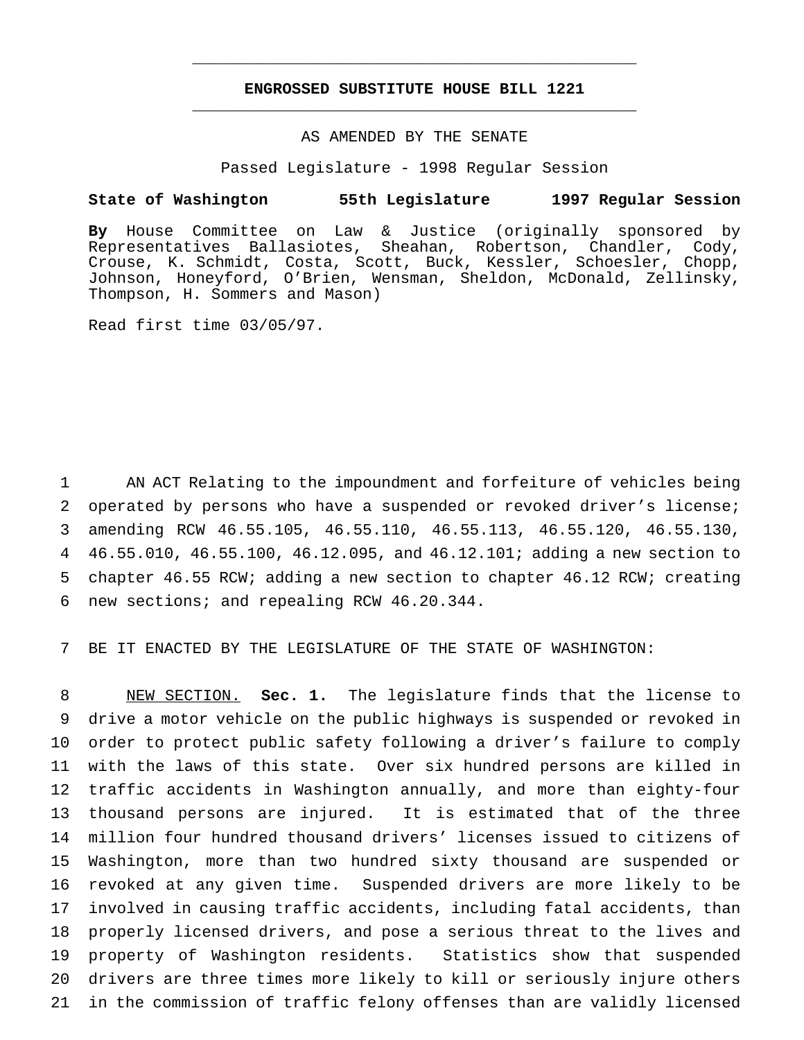# ENGROSSED SUBSTITUTE HOUSE BILL 1221

AS AMENDED BY THE SENATE

Passed Legislature - 1998 Regular Session

**State of Washington 55th Legislature 1997 Regular Session**

**By** House Committee on Law & Justice (originally sponsored by Representatives Ballasiotes, Sheahan, Robertson, Chandler, Cody, Crouse, K. Schmidt, Costa, Scott, Buck, Kessler, Schoesler, Chopp, Johnson, Honeyford, O'Brien, Wensman, Sheldon, McDonald, Zellinsky, Thompson, H. Sommers and Mason)

Read first time 03/05/97.

AN ACT Relating to the impoundment and forfeiture of vehicles being operated by persons who have a suspended or revoked driver's license; amending RCW 46.55.105, 46.55.110, 46.55.113, 46.55.120, 46.55.130, 46.55.010, 46.55.100, 46.12.095, and 46.12.101; adding a new section to chapter 46.55 RCW; adding a new section to chapter 46.12 RCW; creating new sections; and repealing RCW 46.20.344.

BE IT ENACTED BY THE LEGISLATURE OF THE STATE OF WASHINGTON:

NEW SECTION. **Sec. 1.** The legislature finds that the license to drive a motor vehicle on the public highways is suspended or revoked in order to protect public safety following a driver's failure to comply with the laws of this state. Over six hundred persons are killed in traffic accidents in Washington annually, and more than eighty-four thousand persons are injured. It is estimated that of the three million four hundred thousand drivers' licenses issued to citizens of Washington, more than two hundred sixty thousand are suspended or revoked at any given time. Suspended drivers are more likely to be involved in causing traffic accidents, including fatal accidents, than properly licensed drivers, and pose a serious threat to the lives and property of Washington residents. Statistics show that suspended drivers are three times more likely to kill or seriously injure others in the commission of traffic felony offenses than are validly licensed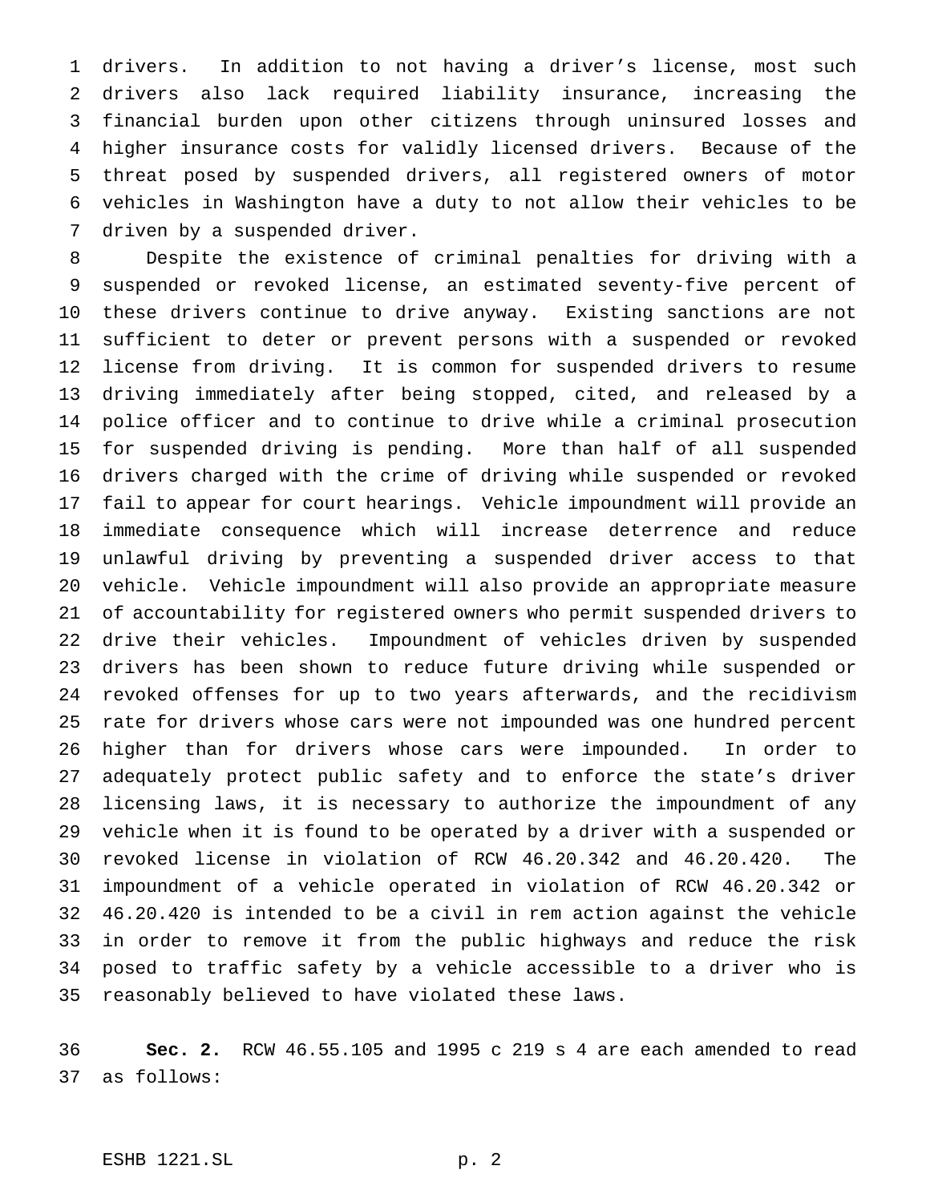drivers. In addition to not having a driver's license, most such drivers also lack required liability insurance, increasing the financial burden upon other citizens through uninsured losses and higher insurance costs for validly licensed drivers. Because of the threat posed by suspended drivers, all registered owners of motor vehicles in Washington have a duty to not allow their vehicles to be driven by a suspended driver.

Despite the existence of criminal penalties for driving with a suspended or revoked license, an estimated seventy-five percent of these drivers continue to drive anyway. Existing sanctions are not sufficient to deter or prevent persons with a suspended or revoked license from driving. It is common for suspended drivers to resume driving immediately after being stopped, cited, and released by a police officer and to continue to drive while a criminal prosecution for suspended driving is pending. More than half of all suspended drivers charged with the crime of driving while suspended or revoked fail to appear for court hearings. Vehicle impoundment will provide an immediate consequence which will increase deterrence and reduce unlawful driving by preventing a suspended driver access to that vehicle. Vehicle impoundment will also provide an appropriate measure of accountability for registered owners who permit suspended drivers to drive their vehicles. Impoundment of vehicles driven by suspended drivers has been shown to reduce future driving while suspended or revoked offenses for up to two years afterwards, and the recidivism rate for drivers whose cars were not impounded was one hundred percent higher than for drivers whose cars were impounded. In order to adequately protect public safety and to enforce the state's driver licensing laws, it is necessary to authorize the impoundment of any vehicle when it is found to be operated by a driver with a suspended or revoked license in violation of RCW 46.20.342 and 46.20.420. The impoundment of a vehicle operated in violation of RCW 46.20.342 or 46.20.420 is intended to be a civil in rem action against the vehicle in order to remove it from the public highways and reduce the risk posed to traffic safety by a vehicle accessible to a driver who is reasonably believed to have violated these laws.

**Sec. 2.** RCW 46.55.105 and 1995 c 219 s 4 are each amended to read as follows: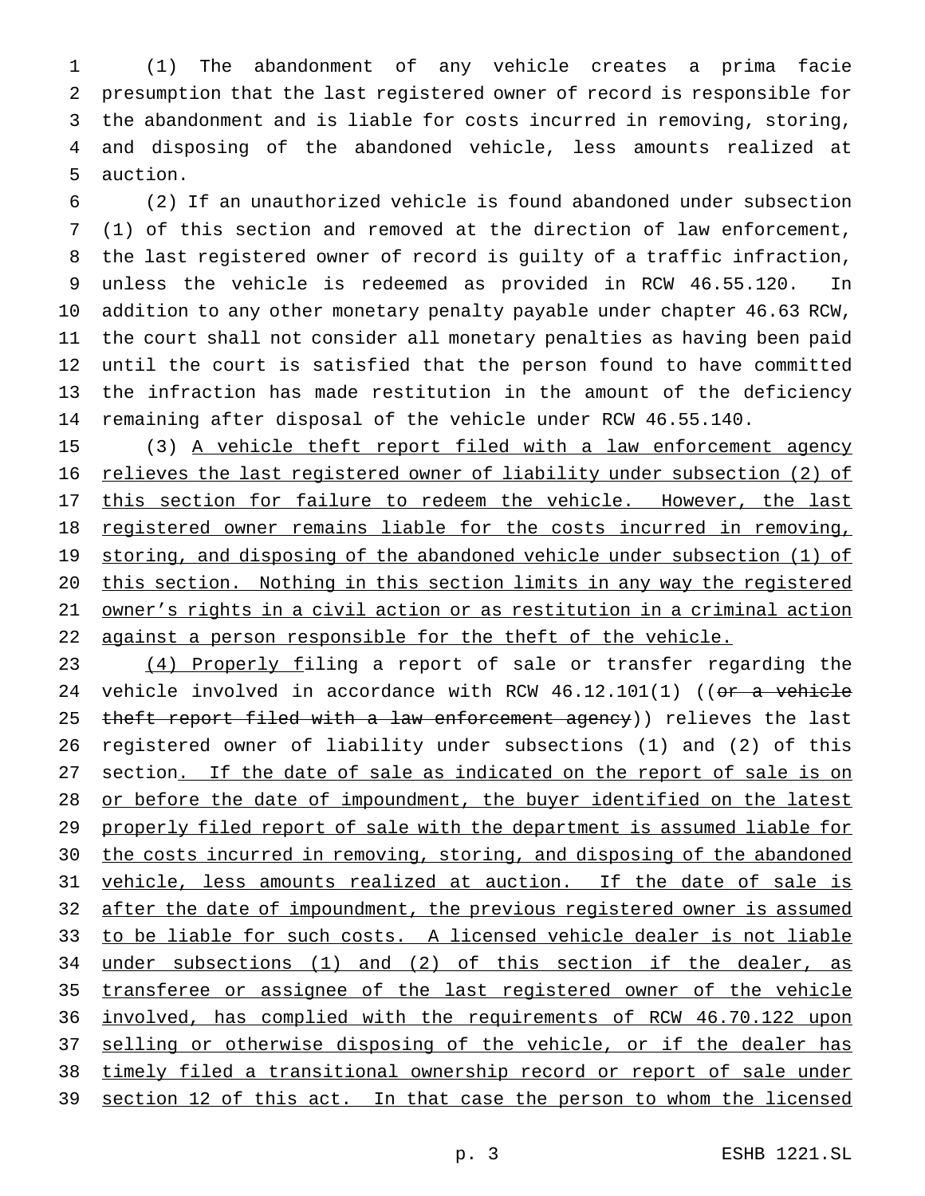(1) The abandonment of any vehicle creates a prima facie presumption that the last registered owner of record is responsible for the abandonment and is liable for costs incurred in removing, storing, and disposing of the abandoned vehicle, less amounts realized at auction.

(2) If an unauthorized vehicle is found abandoned under subsection (1) of this section and removed at the direction of law enforcement, the last registered owner of record is guilty of a traffic infraction, unless the vehicle is redeemed as provided in RCW 46.55.120. In addition to any other monetary penalty payable under chapter 46.63 RCW, the court shall not consider all monetary penalties as having been paid until the court is satisfied that the person found to have committed the infraction has made restitution in the amount of the deficiency remaining after disposal of the vehicle under RCW 46.55.140.

(3) A vehicle theft report filed with a law enforcement agency relieves the last registered owner of liability under subsection (2) of this section for failure to redeem the vehicle. However, the last registered owner remains liable for the costs incurred in removing, storing, and disposing of the abandoned vehicle under subsection (1) of this section. Nothing in this section limits in any way the registered owner's rights in a civil action or as restitution in a criminal action against a person responsible for the theft of the vehicle.

(4) Properly filing a report of sale or transfer regarding the vehicle involved in accordance with RCW 46.12.101(1) ((~~or a vehicle theft report filed with a law enforcement agency~~)) relieves the last registered owner of liability under subsections (1) and (2) of this section. If the date of sale as indicated on the report of sale is on or before the date of impoundment, the buyer identified on the latest properly filed report of sale with the department is assumed liable for the costs incurred in removing, storing, and disposing of the abandoned vehicle, less amounts realized at auction. If the date of sale is after the date of impoundment, the previous registered owner is assumed to be liable for such costs. A licensed vehicle dealer is not liable under subsections (1) and (2) of this section if the dealer, as transferee or assignee of the last registered owner of the vehicle involved, has complied with the requirements of RCW 46.70.122 upon selling or otherwise disposing of the vehicle, or if the dealer has timely filed a transitional ownership record or report of sale under section 12 of this act. In that case the person to whom the licensed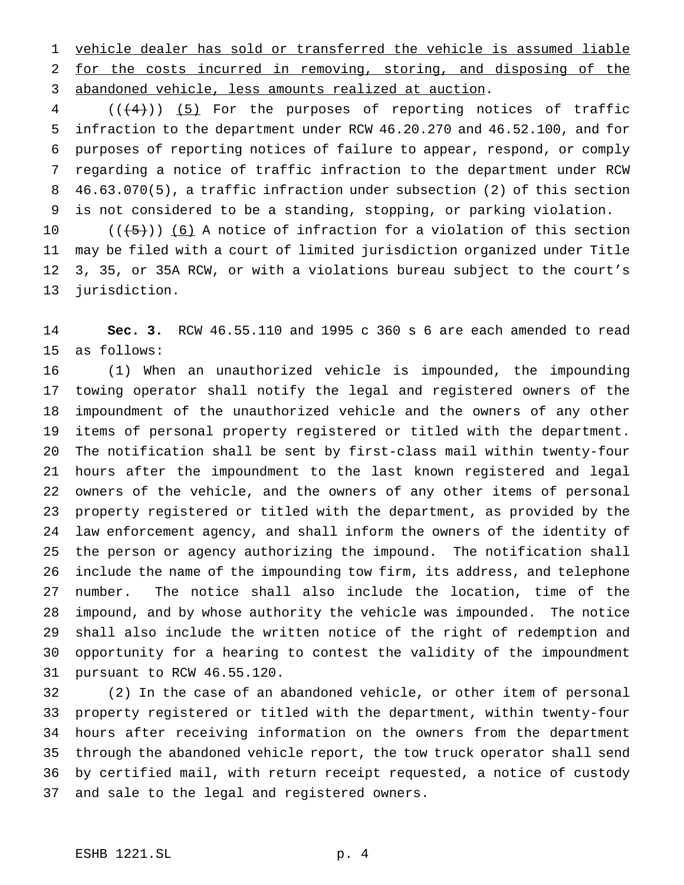vehicle dealer has sold or transferred the vehicle is assumed liable for the costs incurred in removing, storing, and disposing of the abandoned vehicle, less amounts realized at auction.

(((4))) (5) For the purposes of reporting notices of traffic infraction to the department under RCW 46.20.270 and 46.52.100, and for purposes of reporting notices of failure to appear, respond, or comply regarding a notice of traffic infraction to the department under RCW 46.63.070(5), a traffic infraction under subsection (2) of this section is not considered to be a standing, stopping, or parking violation.

(((5))) (6) A notice of infraction for a violation of this section may be filed with a court of limited jurisdiction organized under Title 3, 35, or 35A RCW, or with a violations bureau subject to the court's jurisdiction.

**Sec. 3.** RCW 46.55.110 and 1995 c 360 s 6 are each amended to read as follows:

(1) When an unauthorized vehicle is impounded, the impounding towing operator shall notify the legal and registered owners of the impoundment of the unauthorized vehicle and the owners of any other items of personal property registered or titled with the department. The notification shall be sent by first-class mail within twenty-four hours after the impoundment to the last known registered and legal owners of the vehicle, and the owners of any other items of personal property registered or titled with the department, as provided by the law enforcement agency, and shall inform the owners of the identity of the person or agency authorizing the impound. The notification shall include the name of the impounding tow firm, its address, and telephone number. The notice shall also include the location, time of the impound, and by whose authority the vehicle was impounded. The notice shall also include the written notice of the right of redemption and opportunity for a hearing to contest the validity of the impoundment pursuant to RCW 46.55.120.

(2) In the case of an abandoned vehicle, or other item of personal property registered or titled with the department, within twenty-four hours after receiving information on the owners from the department through the abandoned vehicle report, the tow truck operator shall send by certified mail, with return receipt requested, a notice of custody and sale to the legal and registered owners.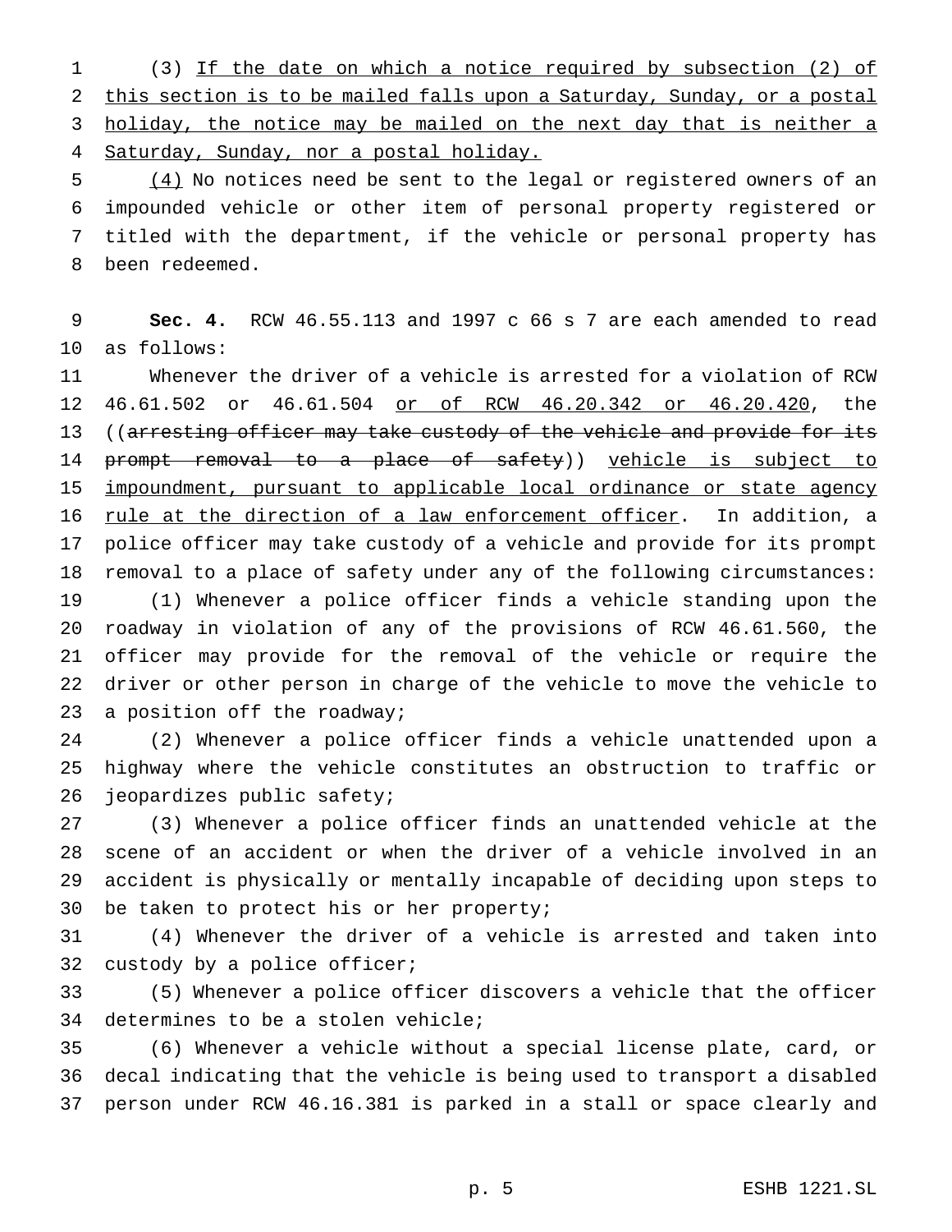(3) If the date on which a notice required by subsection (2) of this section is to be mailed falls upon a Saturday, Sunday, or a postal holiday, the notice may be mailed on the next day that is neither a Saturday, Sunday, nor a postal holiday.

(4) No notices need be sent to the legal or registered owners of an impounded vehicle or other item of personal property registered or titled with the department, if the vehicle or personal property has been redeemed.

**Sec. 4.** RCW 46.55.113 and 1997 c 66 s 7 are each amended to read as follows:

Whenever the driver of a vehicle is arrested for a violation of RCW 46.61.502 or 46.61.504 or of RCW 46.20.342 or 46.20.420, the ((~~arresting officer may take custody of the vehicle and provide for its prompt removal to a place of safety~~)) vehicle is subject to impoundment, pursuant to applicable local ordinance or state agency rule at the direction of a law enforcement officer. In addition, a police officer may take custody of a vehicle and provide for its prompt removal to a place of safety under any of the following circumstances:

(1) Whenever a police officer finds a vehicle standing upon the roadway in violation of any of the provisions of RCW 46.61.560, the officer may provide for the removal of the vehicle or require the driver or other person in charge of the vehicle to move the vehicle to a position off the roadway;

(2) Whenever a police officer finds a vehicle unattended upon a highway where the vehicle constitutes an obstruction to traffic or jeopardizes public safety;

(3) Whenever a police officer finds an unattended vehicle at the scene of an accident or when the driver of a vehicle involved in an accident is physically or mentally incapable of deciding upon steps to be taken to protect his or her property;

(4) Whenever the driver of a vehicle is arrested and taken into custody by a police officer;

(5) Whenever a police officer discovers a vehicle that the officer determines to be a stolen vehicle;

(6) Whenever a vehicle without a special license plate, card, or decal indicating that the vehicle is being used to transport a disabled person under RCW 46.16.381 is parked in a stall or space clearly and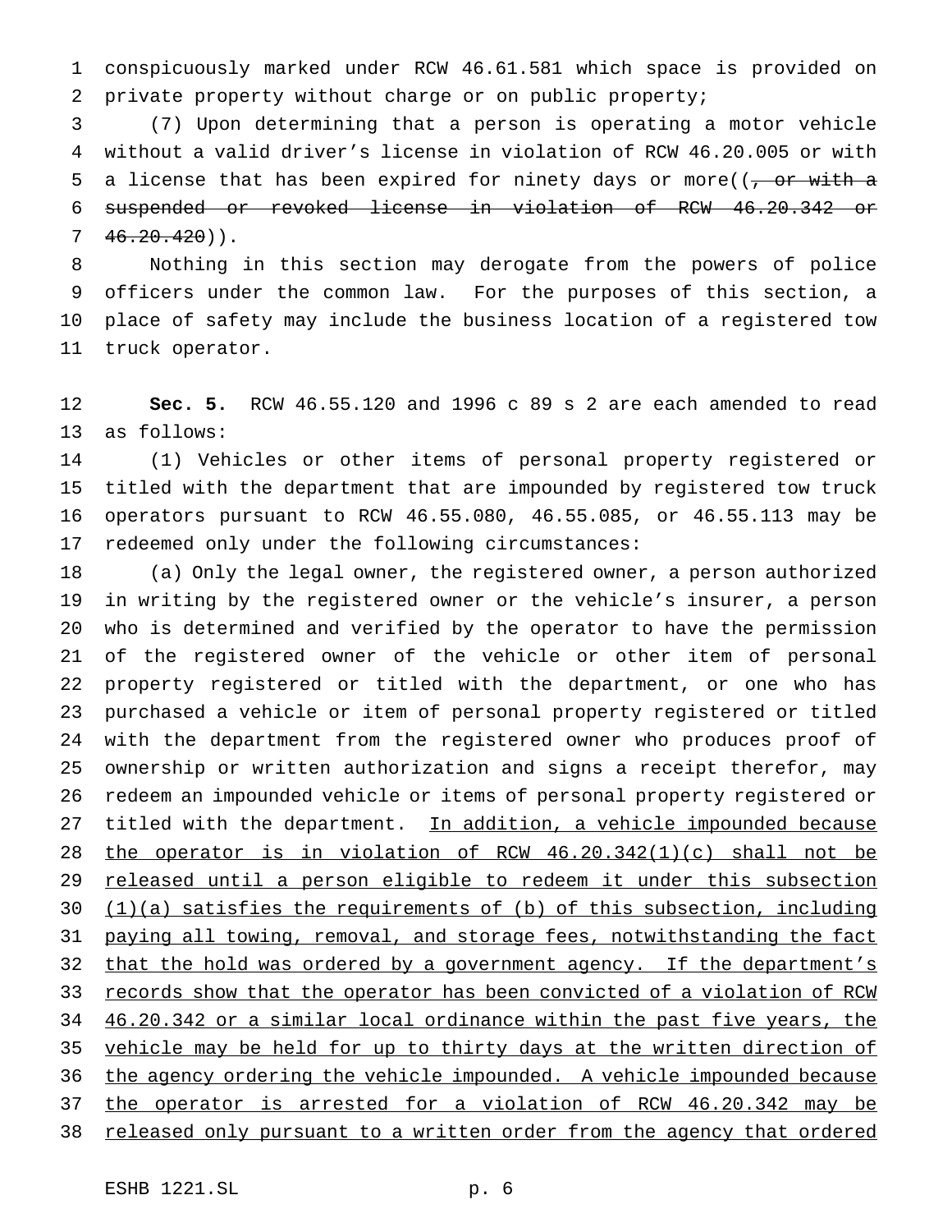conspicuously marked under RCW 46.61.581 which space is provided on private property without charge or on public property;

(7) Upon determining that a person is operating a motor vehicle without a valid driver's license in violation of RCW 46.20.005 or with a license that has been expired for ninety days or more((~~, or with a suspended or revoked license in violation of RCW 46.20.342 or 46.20.420~~)).

Nothing in this section may derogate from the powers of police officers under the common law. For the purposes of this section, a place of safety may include the business location of a registered tow truck operator.

**Sec. 5.** RCW 46.55.120 and 1996 c 89 s 2 are each amended to read as follows:

(1) Vehicles or other items of personal property registered or titled with the department that are impounded by registered tow truck operators pursuant to RCW 46.55.080, 46.55.085, or 46.55.113 may be redeemed only under the following circumstances:

(a) Only the legal owner, the registered owner, a person authorized in writing by the registered owner or the vehicle's insurer, a person who is determined and verified by the operator to have the permission of the registered owner of the vehicle or other item of personal property registered or titled with the department, or one who has purchased a vehicle or item of personal property registered or titled with the department from the registered owner who produces proof of ownership or written authorization and signs a receipt therefor, may redeem an impounded vehicle or items of personal property registered or titled with the department. <u>In addition, a vehicle impounded because the operator is in violation of RCW 46.20.342(1)(c) shall not be released until a person eligible to redeem it under this subsection (1)(a) satisfies the requirements of (b) of this subsection, including paying all towing, removal, and storage fees, notwithstanding the fact that the hold was ordered by a government agency. If the department's records show that the operator has been convicted of a violation of RCW 46.20.342 or a similar local ordinance within the past five years, the vehicle may be held for up to thirty days at the written direction of the agency ordering the vehicle impounded. A vehicle impounded because the operator is arrested for a violation of RCW 46.20.342 may be released only pursuant to a written order from the agency that ordered</u>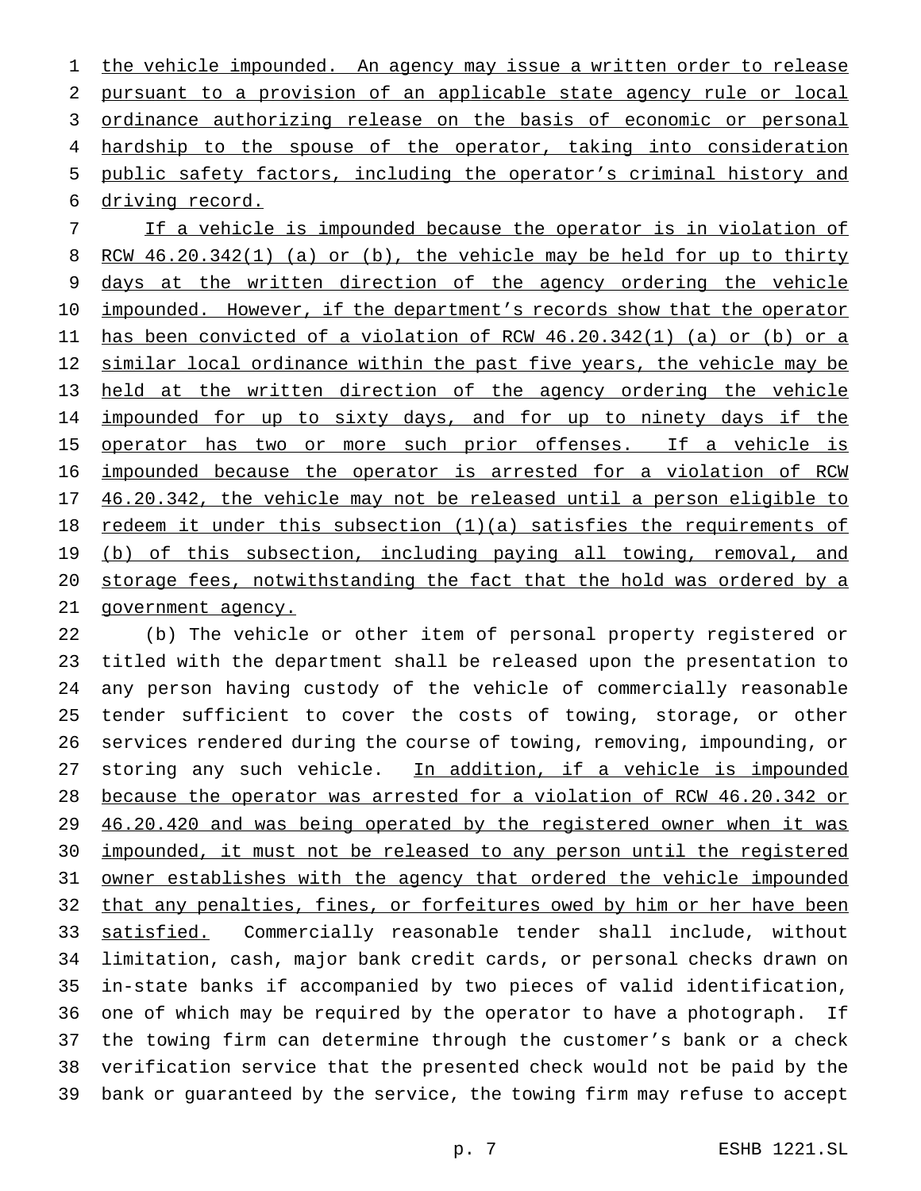the vehicle impounded. An agency may issue a written order to release pursuant to a provision of an applicable state agency rule or local ordinance authorizing release on the basis of economic or personal hardship to the spouse of the operator, taking into consideration public safety factors, including the operator's criminal history and driving record.

If a vehicle is impounded because the operator is in violation of RCW 46.20.342(1) (a) or (b), the vehicle may be held for up to thirty days at the written direction of the agency ordering the vehicle impounded. However, if the department's records show that the operator has been convicted of a violation of RCW 46.20.342(1) (a) or (b) or a similar local ordinance within the past five years, the vehicle may be held at the written direction of the agency ordering the vehicle impounded for up to sixty days, and for up to ninety days if the operator has two or more such prior offenses. If a vehicle is impounded because the operator is arrested for a violation of RCW 46.20.342, the vehicle may not be released until a person eligible to redeem it under this subsection (1)(a) satisfies the requirements of (b) of this subsection, including paying all towing, removal, and storage fees, notwithstanding the fact that the hold was ordered by a government agency.

(b) The vehicle or other item of personal property registered or titled with the department shall be released upon the presentation to any person having custody of the vehicle of commercially reasonable tender sufficient to cover the costs of towing, storage, or other services rendered during the course of towing, removing, impounding, or storing any such vehicle. In addition, if a vehicle is impounded because the operator was arrested for a violation of RCW 46.20.342 or 46.20.420 and was being operated by the registered owner when it was impounded, it must not be released to any person until the registered owner establishes with the agency that ordered the vehicle impounded that any penalties, fines, or forfeitures owed by him or her have been satisfied. Commercially reasonable tender shall include, without limitation, cash, major bank credit cards, or personal checks drawn on in-state banks if accompanied by two pieces of valid identification, one of which may be required by the operator to have a photograph. If the towing firm can determine through the customer's bank or a check verification service that the presented check would not be paid by the bank or guaranteed by the service, the towing firm may refuse to accept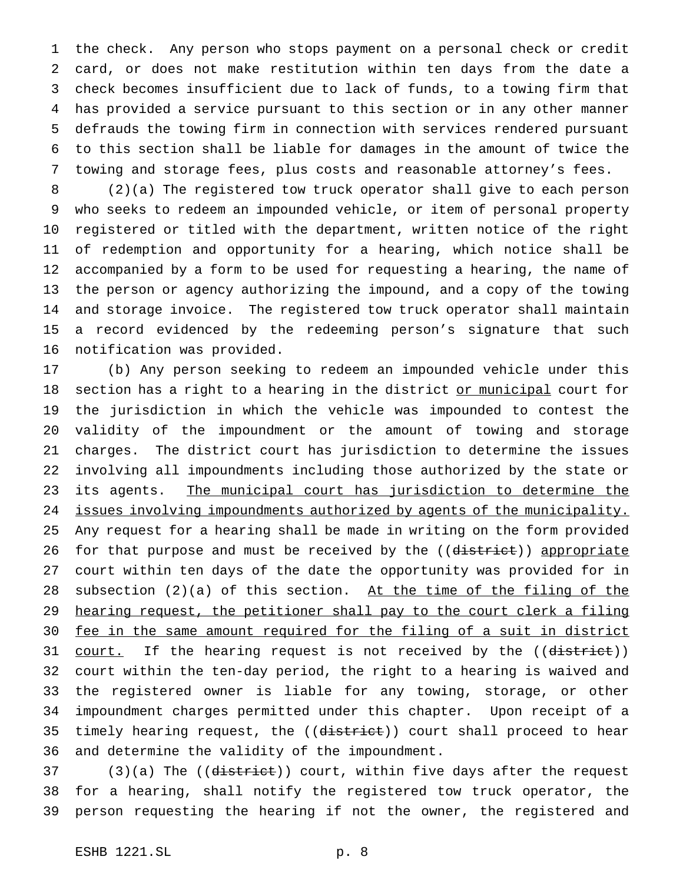the check. Any person who stops payment on a personal check or credit card, or does not make restitution within ten days from the date a check becomes insufficient due to lack of funds, to a towing firm that has provided a service pursuant to this section or in any other manner defrauds the towing firm in connection with services rendered pursuant to this section shall be liable for damages in the amount of twice the towing and storage fees, plus costs and reasonable attorney's fees.

(2)(a) The registered tow truck operator shall give to each person who seeks to redeem an impounded vehicle, or item of personal property registered or titled with the department, written notice of the right of redemption and opportunity for a hearing, which notice shall be accompanied by a form to be used for requesting a hearing, the name of the person or agency authorizing the impound, and a copy of the towing and storage invoice. The registered tow truck operator shall maintain a record evidenced by the redeeming person's signature that such notification was provided.

(b) Any person seeking to redeem an impounded vehicle under this section has a right to a hearing in the district <u>or municipal</u> court for the jurisdiction in which the vehicle was impounded to contest the validity of the impoundment or the amount of towing and storage charges. The district court has jurisdiction to determine the issues involving all impoundments including those authorized by the state or its agents. <u>The municipal court has jurisdiction to determine the issues involving impoundments authorized by agents of the municipality.</u> Any request for a hearing shall be made in writing on the form provided for that purpose and must be received by the ((~~district~~)) <u>appropriate</u> court within ten days of the date the opportunity was provided for in subsection (2)(a) of this section. <u>At the time of the filing of the hearing request, the petitioner shall pay to the court clerk a filing fee in the same amount required for the filing of a suit in district court.</u> If the hearing request is not received by the ((~~district~~)) court within the ten-day period, the right to a hearing is waived and the registered owner is liable for any towing, storage, or other impoundment charges permitted under this chapter. Upon receipt of a timely hearing request, the ((~~district~~)) court shall proceed to hear and determine the validity of the impoundment.

(3)(a) The ((~~district~~)) court, within five days after the request for a hearing, shall notify the registered tow truck operator, the person requesting the hearing if not the owner, the registered and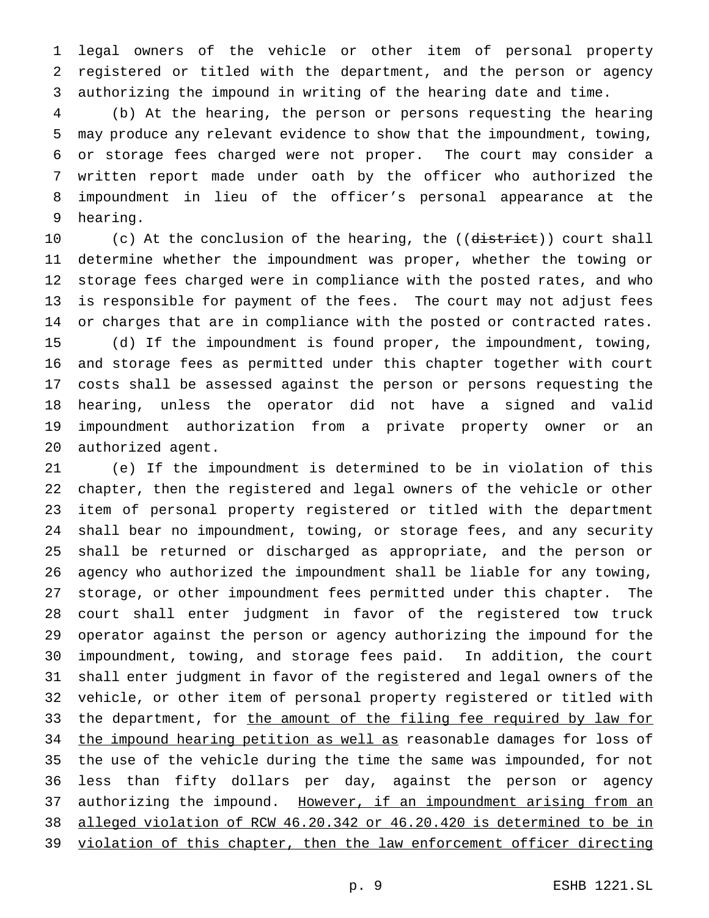legal owners of the vehicle or other item of personal property registered or titled with the department, and the person or agency authorizing the impound in writing of the hearing date and time.

(b) At the hearing, the person or persons requesting the hearing may produce any relevant evidence to show that the impoundment, towing, or storage fees charged were not proper. The court may consider a written report made under oath by the officer who authorized the impoundment in lieu of the officer's personal appearance at the hearing.

(c) At the conclusion of the hearing, the ((~~district~~)) court shall determine whether the impoundment was proper, whether the towing or storage fees charged were in compliance with the posted rates, and who is responsible for payment of the fees. The court may not adjust fees or charges that are in compliance with the posted or contracted rates.

(d) If the impoundment is found proper, the impoundment, towing, and storage fees as permitted under this chapter together with court costs shall be assessed against the person or persons requesting the hearing, unless the operator did not have a signed and valid impoundment authorization from a private property owner or an authorized agent.

(e) If the impoundment is determined to be in violation of this chapter, then the registered and legal owners of the vehicle or other item of personal property registered or titled with the department shall bear no impoundment, towing, or storage fees, and any security shall be returned or discharged as appropriate, and the person or agency who authorized the impoundment shall be liable for any towing, storage, or other impoundment fees permitted under this chapter. The court shall enter judgment in favor of the registered tow truck operator against the person or agency authorizing the impound for the impoundment, towing, and storage fees paid. In addition, the court shall enter judgment in favor of the registered and legal owners of the vehicle, or other item of personal property registered or titled with the department, for <u>the amount of the filing fee required by law for the impound hearing petition as well as</u> reasonable damages for loss of the use of the vehicle during the time the same was impounded, for not less than fifty dollars per day, against the person or agency authorizing the impound. <u>However, if an impoundment arising from an alleged violation of RCW 46.20.342 or 46.20.420 is determined to be in violation of this chapter, then the law enforcement officer directing</u>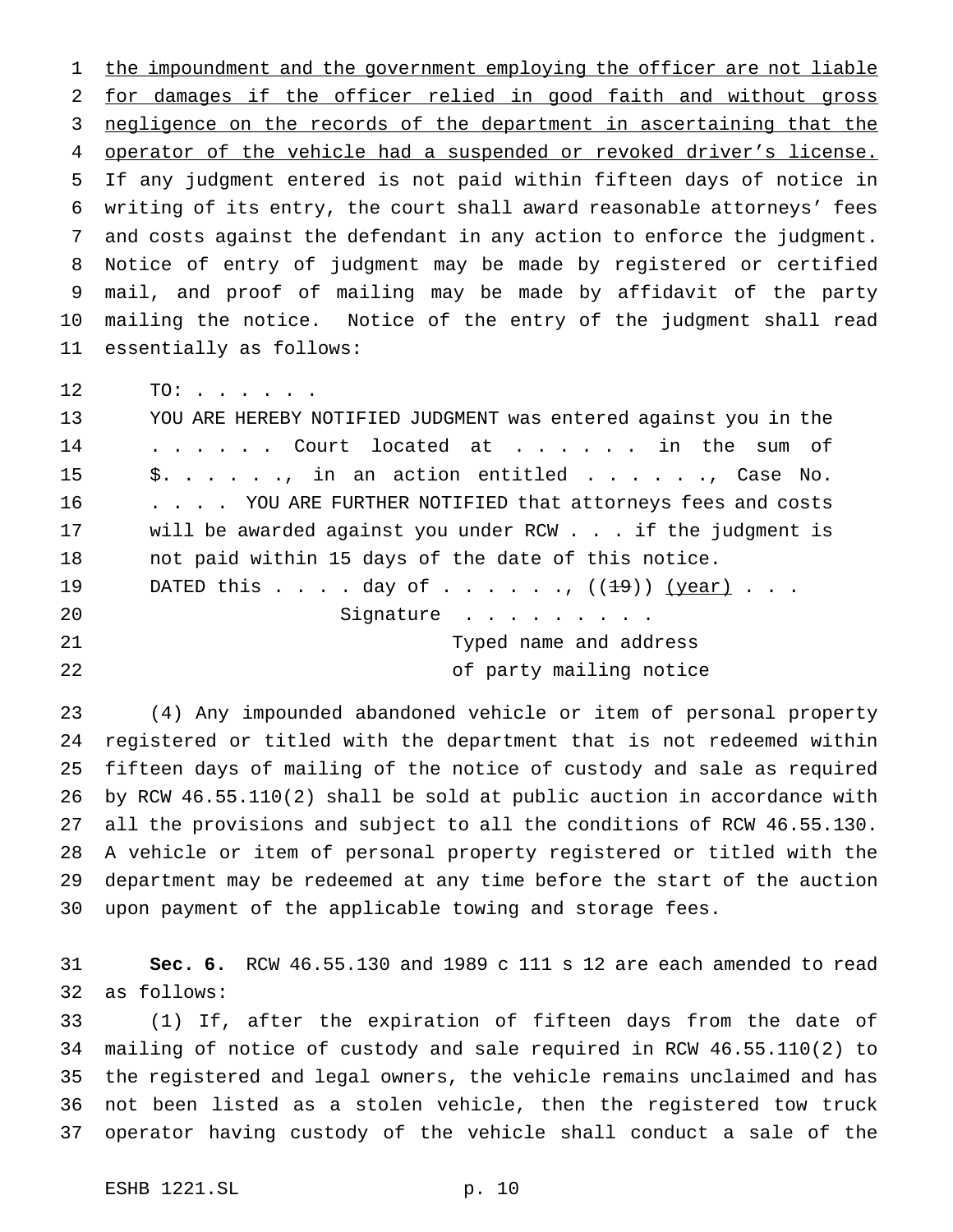the impoundment and the government employing the officer are not liable for damages if the officer relied in good faith and without gross negligence on the records of the department in ascertaining that the operator of the vehicle had a suspended or revoked driver's license. If any judgment entered is not paid within fifteen days of notice in writing of its entry, the court shall award reasonable attorneys' fees and costs against the defendant in any action to enforce the judgment. Notice of entry of judgment may be made by registered or certified mail, and proof of mailing may be made by affidavit of the party mailing the notice. Notice of the entry of the judgment shall read essentially as follows:

TO: . . . . . .
YOU ARE HEREBY NOTIFIED JUDGMENT was entered against you in the . . . . . . Court located at . . . . . . in the sum of $. . . . . ., in an action entitled . . . . . ., Case No. . . . . YOU ARE FURTHER NOTIFIED that attorneys fees and costs will be awarded against you under RCW . . . if the judgment is not paid within 15 days of the date of this notice.
DATED this . . . . day of . . . . . ., ((~~19~~)) (year) . . .

Signature . . . . . . . . .
Typed name and address
of party mailing notice

(4) Any impounded abandoned vehicle or item of personal property registered or titled with the department that is not redeemed within fifteen days of mailing of the notice of custody and sale as required by RCW 46.55.110(2) shall be sold at public auction in accordance with all the provisions and subject to all the conditions of RCW 46.55.130. A vehicle or item of personal property registered or titled with the department may be redeemed at any time before the start of the auction upon payment of the applicable towing and storage fees.

**Sec. 6.** RCW 46.55.130 and 1989 c 111 s 12 are each amended to read as follows:

(1) If, after the expiration of fifteen days from the date of mailing of notice of custody and sale required in RCW 46.55.110(2) to the registered and legal owners, the vehicle remains unclaimed and has not been listed as a stolen vehicle, then the registered tow truck operator having custody of the vehicle shall conduct a sale of the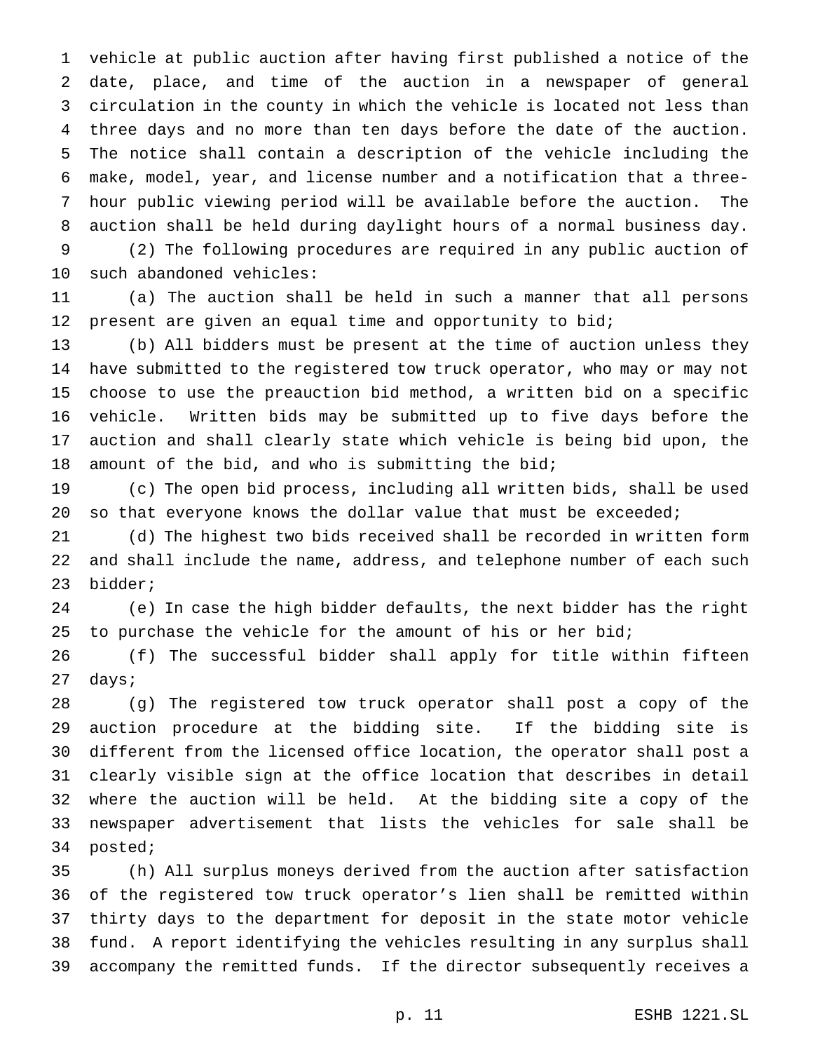vehicle at public auction after having first published a notice of the date, place, and time of the auction in a newspaper of general circulation in the county in which the vehicle is located not less than three days and no more than ten days before the date of the auction. The notice shall contain a description of the vehicle including the make, model, year, and license number and a notification that a three-hour public viewing period will be available before the auction. The auction shall be held during daylight hours of a normal business day.

(2) The following procedures are required in any public auction of such abandoned vehicles:

(a) The auction shall be held in such a manner that all persons present are given an equal time and opportunity to bid;

(b) All bidders must be present at the time of auction unless they have submitted to the registered tow truck operator, who may or may not choose to use the preauction bid method, a written bid on a specific vehicle. Written bids may be submitted up to five days before the auction and shall clearly state which vehicle is being bid upon, the amount of the bid, and who is submitting the bid;

(c) The open bid process, including all written bids, shall be used so that everyone knows the dollar value that must be exceeded;

(d) The highest two bids received shall be recorded in written form and shall include the name, address, and telephone number of each such bidder;

(e) In case the high bidder defaults, the next bidder has the right to purchase the vehicle for the amount of his or her bid;

(f) The successful bidder shall apply for title within fifteen days;

(g) The registered tow truck operator shall post a copy of the auction procedure at the bidding site. If the bidding site is different from the licensed office location, the operator shall post a clearly visible sign at the office location that describes in detail where the auction will be held. At the bidding site a copy of the newspaper advertisement that lists the vehicles for sale shall be posted;

(h) All surplus moneys derived from the auction after satisfaction of the registered tow truck operator's lien shall be remitted within thirty days to the department for deposit in the state motor vehicle fund. A report identifying the vehicles resulting in any surplus shall accompany the remitted funds. If the director subsequently receives a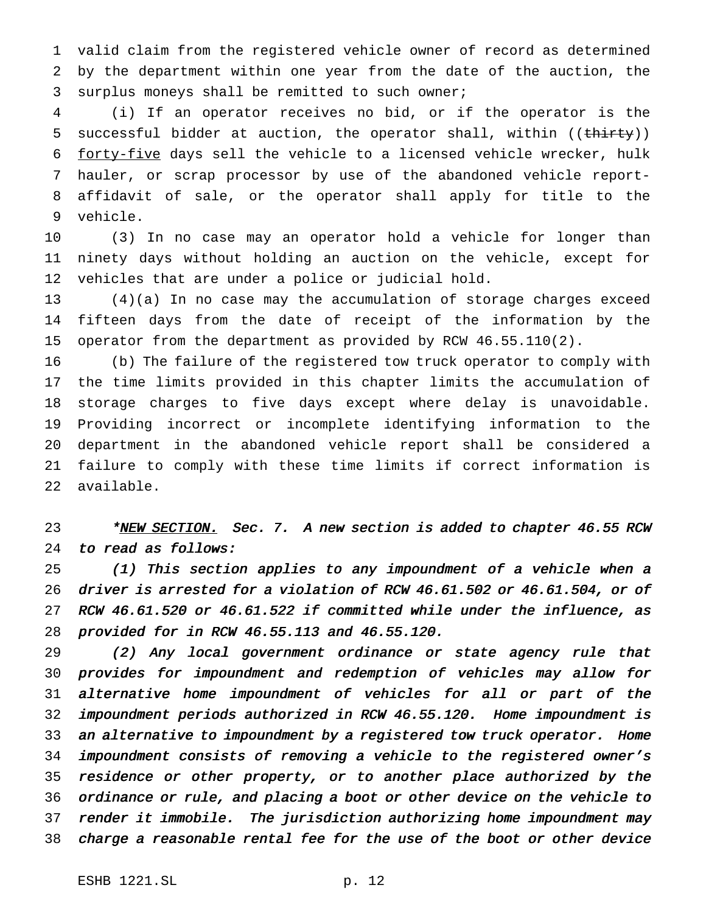valid claim from the registered vehicle owner of record as determined by the department within one year from the date of the auction, the surplus moneys shall be remitted to such owner;

(i) If an operator receives no bid, or if the operator is the successful bidder at auction, the operator shall, within ((~~thirty~~)) forty-five days sell the vehicle to a licensed vehicle wrecker, hulk hauler, or scrap processor by use of the abandoned vehicle report-affidavit of sale, or the operator shall apply for title to the vehicle.

(3) In no case may an operator hold a vehicle for longer than ninety days without holding an auction on the vehicle, except for vehicles that are under a police or judicial hold.

(4)(a) In no case may the accumulation of storage charges exceed fifteen days from the date of receipt of the information by the operator from the department as provided by RCW 46.55.110(2).

(b) The failure of the registered tow truck operator to comply with the time limits provided in this chapter limits the accumulation of storage charges to five days except where delay is unavoidable. Providing incorrect or incomplete identifying information to the department in the abandoned vehicle report shall be considered a failure to comply with these time limits if correct information is available.

*\*NEW SECTION. Sec. 7. A new section is added to chapter 46.55 RCW to read as follows:*

*(1) This section applies to any impoundment of a vehicle when a driver is arrested for a violation of RCW 46.61.502 or 46.61.504, or of RCW 46.61.520 or 46.61.522 if committed while under the influence, as provided for in RCW 46.55.113 and 46.55.120.*

*(2) Any local government ordinance or state agency rule that provides for impoundment and redemption of vehicles may allow for alternative home impoundment of vehicles for all or part of the impoundment periods authorized in RCW 46.55.120. Home impoundment is an alternative to impoundment by a registered tow truck operator. Home impoundment consists of removing a vehicle to the registered owner's residence or other property, or to another place authorized by the ordinance or rule, and placing a boot or other device on the vehicle to render it immobile. The jurisdiction authorizing home impoundment may charge a reasonable rental fee for the use of the boot or other device*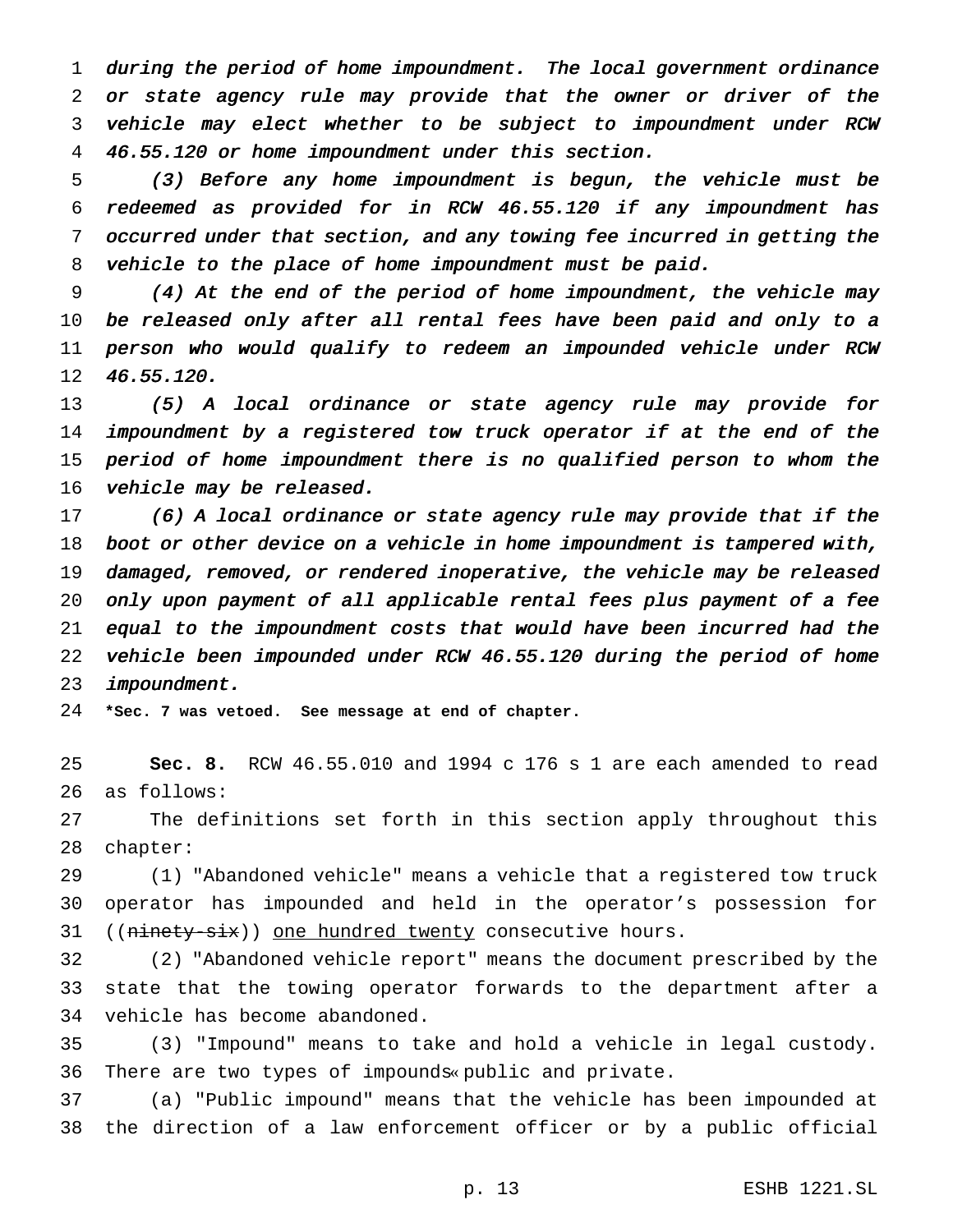*during the period of home impoundment. The local government ordinance or state agency rule may provide that the owner or driver of the vehicle may elect whether to be subject to impoundment under RCW 46.55.120 or home impoundment under this section.*

*(3) Before any home impoundment is begun, the vehicle must be redeemed as provided for in RCW 46.55.120 if any impoundment has occurred under that section, and any towing fee incurred in getting the vehicle to the place of home impoundment must be paid.*

*(4) At the end of the period of home impoundment, the vehicle may be released only after all rental fees have been paid and only to a person who would qualify to redeem an impounded vehicle under RCW 46.55.120.*

*(5) A local ordinance or state agency rule may provide for impoundment by a registered tow truck operator if at the end of the period of home impoundment there is no qualified person to whom the vehicle may be released.*

*(6) A local ordinance or state agency rule may provide that if the boot or other device on a vehicle in home impoundment is tampered with, damaged, removed, or rendered inoperative, the vehicle may be released only upon payment of all applicable rental fees plus payment of a fee equal to the impoundment costs that would have been incurred had the vehicle been impounded under RCW 46.55.120 during the period of home impoundment.*

**\*Sec. 7 was vetoed. See message at end of chapter.**

**Sec. 8.** RCW 46.55.010 and 1994 c 176 s 1 are each amended to read as follows:

The definitions set forth in this section apply throughout this chapter:

(1) "Abandoned vehicle" means a vehicle that a registered tow truck operator has impounded and held in the operator's possession for ((~~ninety-six~~)) <u>one hundred twenty</u> consecutive hours.

(2) "Abandoned vehicle report" means the document prescribed by the state that the towing operator forwards to the department after a vehicle has become abandoned.

(3) "Impound" means to take and hold a vehicle in legal custody. There are two types of impounds« public and private.

(a) "Public impound" means that the vehicle has been impounded at the direction of a law enforcement officer or by a public official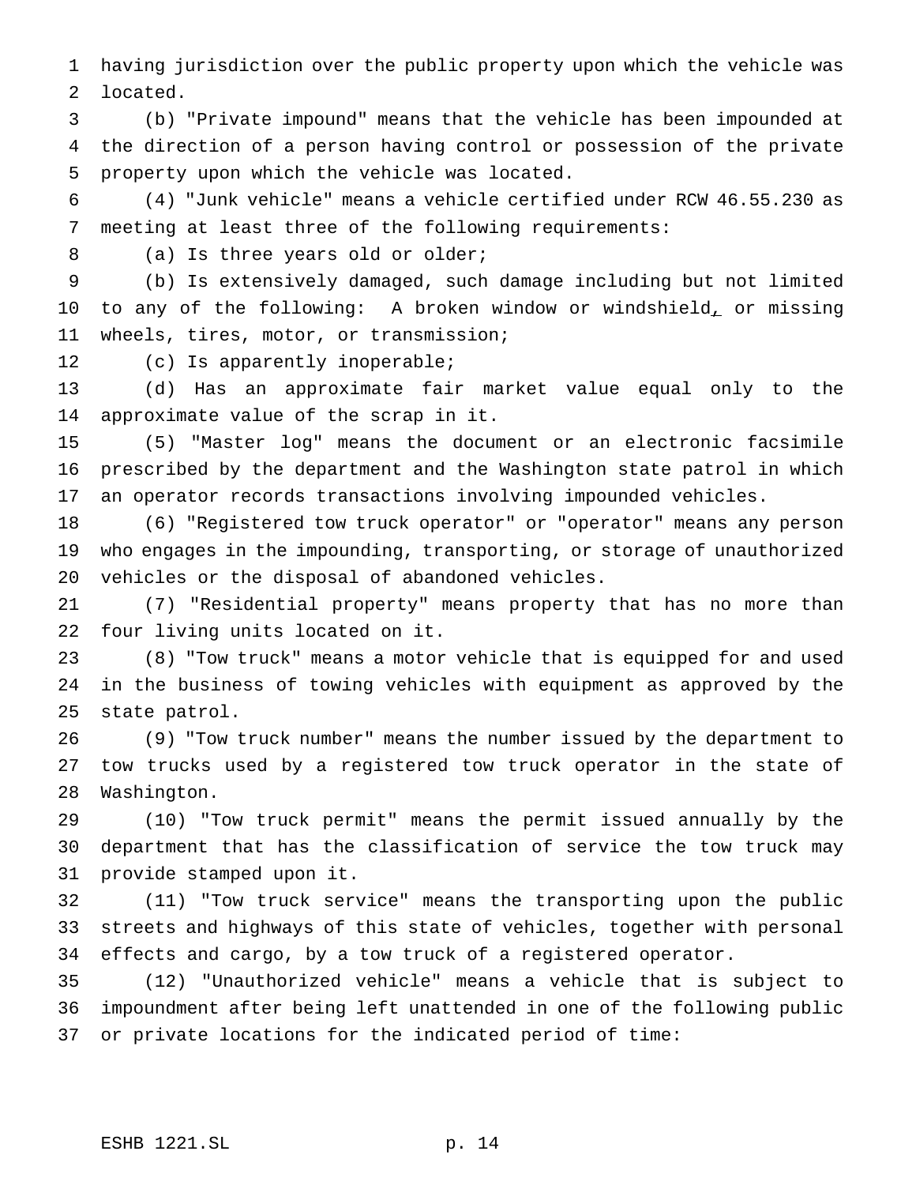having jurisdiction over the public property upon which the vehicle was located.

(b) "Private impound" means that the vehicle has been impounded at the direction of a person having control or possession of the private property upon which the vehicle was located.

(4) "Junk vehicle" means a vehicle certified under RCW 46.55.230 as meeting at least three of the following requirements:

(a) Is three years old or older;

(b) Is extensively damaged, such damage including but not limited to any of the following: A broken window or windshield, or missing wheels, tires, motor, or transmission;

(c) Is apparently inoperable;

(d) Has an approximate fair market value equal only to the approximate value of the scrap in it.

(5) "Master log" means the document or an electronic facsimile prescribed by the department and the Washington state patrol in which an operator records transactions involving impounded vehicles.

(6) "Registered tow truck operator" or "operator" means any person who engages in the impounding, transporting, or storage of unauthorized vehicles or the disposal of abandoned vehicles.

(7) "Residential property" means property that has no more than four living units located on it.

(8) "Tow truck" means a motor vehicle that is equipped for and used in the business of towing vehicles with equipment as approved by the state patrol.

(9) "Tow truck number" means the number issued by the department to tow trucks used by a registered tow truck operator in the state of Washington.

(10) "Tow truck permit" means the permit issued annually by the department that has the classification of service the tow truck may provide stamped upon it.

(11) "Tow truck service" means the transporting upon the public streets and highways of this state of vehicles, together with personal effects and cargo, by a tow truck of a registered operator.

(12) "Unauthorized vehicle" means a vehicle that is subject to impoundment after being left unattended in one of the following public or private locations for the indicated period of time: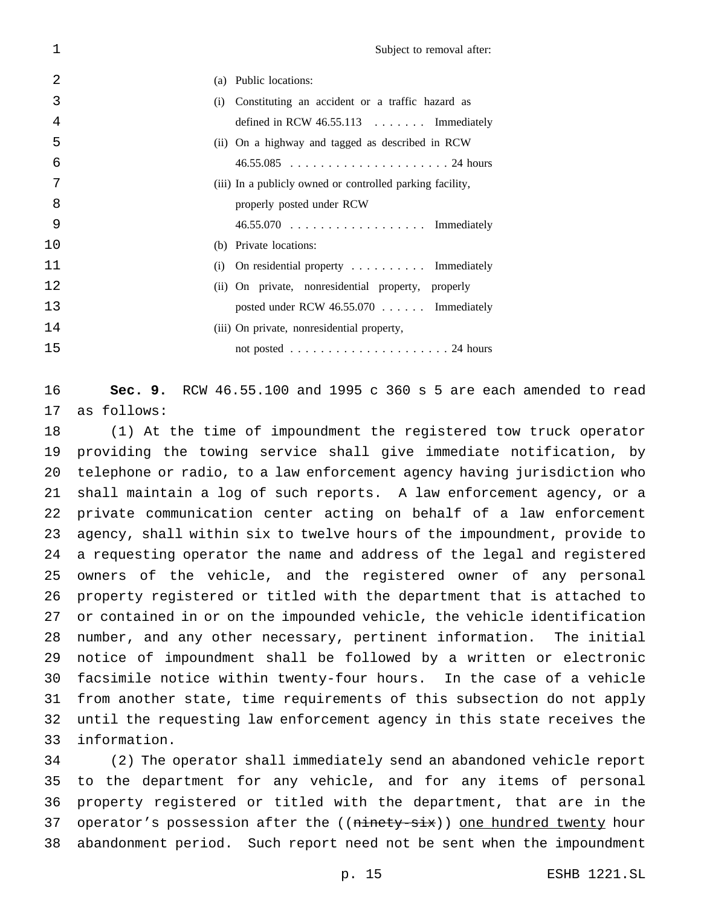| | Subject to removal after: |
|---|---|
| (a) Public locations: | |
| (i) Constituting an accident or a traffic hazard as defined in RCW 46.55.113 | Immediately |
| (ii) On a highway and tagged as described in RCW 46.55.085 | 24 hours |
| (iii) In a publicly owned or controlled parking facility, properly posted under RCW 46.55.070 | Immediately |
| (b) Private locations: | |
| (i) On residential property | Immediately |
| (ii) On private, nonresidential property, properly posted under RCW 46.55.070 | Immediately |
| (iii) On private, nonresidential property, not posted | 24 hours |

**Sec. 9.** RCW 46.55.100 and 1995 c 360 s 5 are each amended to read as follows:

(1) At the time of impoundment the registered tow truck operator providing the towing service shall give immediate notification, by telephone or radio, to a law enforcement agency having jurisdiction who shall maintain a log of such reports. A law enforcement agency, or a private communication center acting on behalf of a law enforcement agency, shall within six to twelve hours of the impoundment, provide to a requesting operator the name and address of the legal and registered owners of the vehicle, and the registered owner of any personal property registered or titled with the department that is attached to or contained in or on the impounded vehicle, the vehicle identification number, and any other necessary, pertinent information. The initial notice of impoundment shall be followed by a written or electronic facsimile notice within twenty-four hours. In the case of a vehicle from another state, time requirements of this subsection do not apply until the requesting law enforcement agency in this state receives the information.

(2) The operator shall immediately send an abandoned vehicle report to the department for any vehicle, and for any items of personal property registered or titled with the department, that are in the operator's possession after the ((~~ninety-six~~)) <u>one hundred twenty</u> hour abandonment period. Such report need not be sent when the impoundment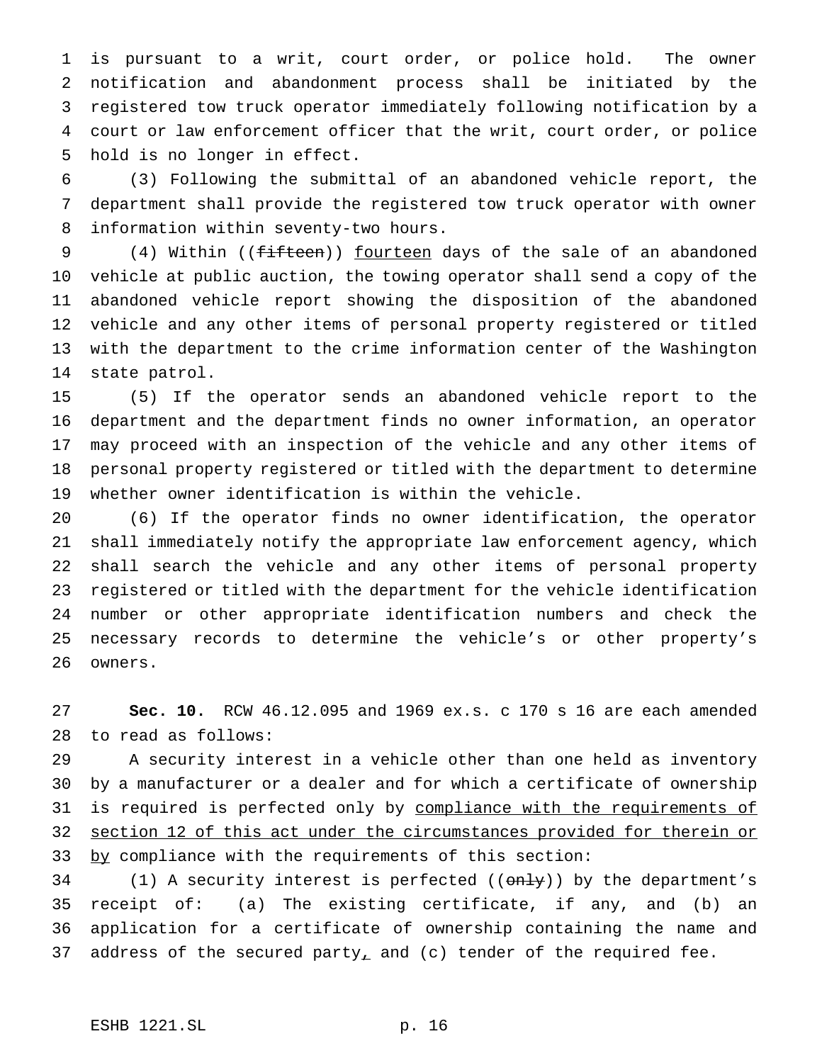is pursuant to a writ, court order, or police hold. The owner notification and abandonment process shall be initiated by the registered tow truck operator immediately following notification by a court or law enforcement officer that the writ, court order, or police hold is no longer in effect.

(3) Following the submittal of an abandoned vehicle report, the department shall provide the registered tow truck operator with owner information within seventy-two hours.

(4) Within ((~~fifteen~~)) <u>fourteen</u> days of the sale of an abandoned vehicle at public auction, the towing operator shall send a copy of the abandoned vehicle report showing the disposition of the abandoned vehicle and any other items of personal property registered or titled with the department to the crime information center of the Washington state patrol.

(5) If the operator sends an abandoned vehicle report to the department and the department finds no owner information, an operator may proceed with an inspection of the vehicle and any other items of personal property registered or titled with the department to determine whether owner identification is within the vehicle.

(6) If the operator finds no owner identification, the operator shall immediately notify the appropriate law enforcement agency, which shall search the vehicle and any other items of personal property registered or titled with the department for the vehicle identification number or other appropriate identification numbers and check the necessary records to determine the vehicle's or other property's owners.

**Sec. 10.** RCW 46.12.095 and 1969 ex.s. c 170 s 16 are each amended to read as follows:

A security interest in a vehicle other than one held as inventory by a manufacturer or a dealer and for which a certificate of ownership is required is perfected only by <u>compliance with the requirements of section 12 of this act under the circumstances provided for therein or by</u> compliance with the requirements of this section:

(1) A security interest is perfected ((~~only~~)) by the department's receipt of: (a) The existing certificate, if any, and (b) an application for a certificate of ownership containing the name and address of the secured party<u>,</u> and (c) tender of the required fee.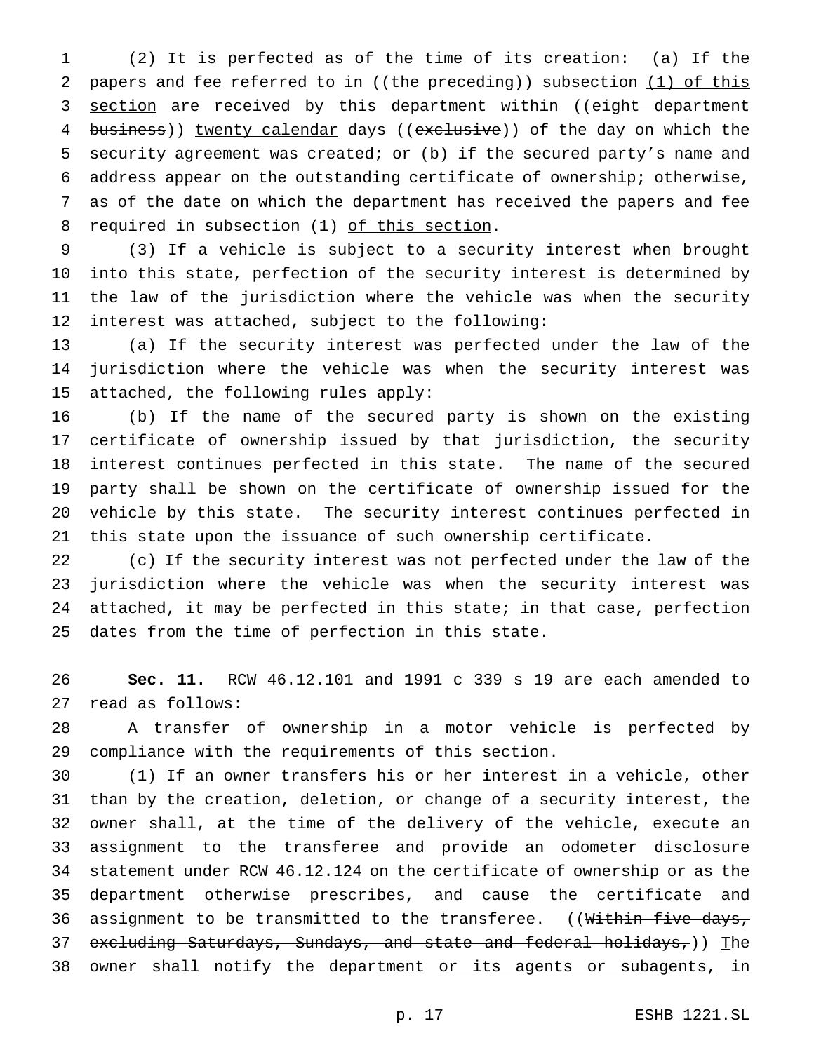(2) It is perfected as of the time of its creation: (a) If the papers and fee referred to in ((~~the preceding~~)) subsection <u>(1) of this section</u> are received by this department within ((~~eight department business~~)) <u>twenty calendar</u> days ((~~exclusive~~)) of the day on which the security agreement was created; or (b) if the secured party's name and address appear on the outstanding certificate of ownership; otherwise, as of the date on which the department has received the papers and fee required in subsection (1) <u>of this section</u>.

(3) If a vehicle is subject to a security interest when brought into this state, perfection of the security interest is determined by the law of the jurisdiction where the vehicle was when the security interest was attached, subject to the following:

(a) If the security interest was perfected under the law of the jurisdiction where the vehicle was when the security interest was attached, the following rules apply:

(b) If the name of the secured party is shown on the existing certificate of ownership issued by that jurisdiction, the security interest continues perfected in this state. The name of the secured party shall be shown on the certificate of ownership issued for the vehicle by this state. The security interest continues perfected in this state upon the issuance of such ownership certificate.

(c) If the security interest was not perfected under the law of the jurisdiction where the vehicle was when the security interest was attached, it may be perfected in this state; in that case, perfection dates from the time of perfection in this state.

**Sec. 11.** RCW 46.12.101 and 1991 c 339 s 19 are each amended to read as follows:

A transfer of ownership in a motor vehicle is perfected by compliance with the requirements of this section.

(1) If an owner transfers his or her interest in a vehicle, other than by the creation, deletion, or change of a security interest, the owner shall, at the time of the delivery of the vehicle, execute an assignment to the transferee and provide an odometer disclosure statement under RCW 46.12.124 on the certificate of ownership or as the department otherwise prescribes, and cause the certificate and assignment to be transmitted to the transferee. ((~~Within five days, excluding Saturdays, Sundays, and state and federal holidays,~~)) <u>T</u>he owner shall notify the department <u>or its agents or subagents,</u> in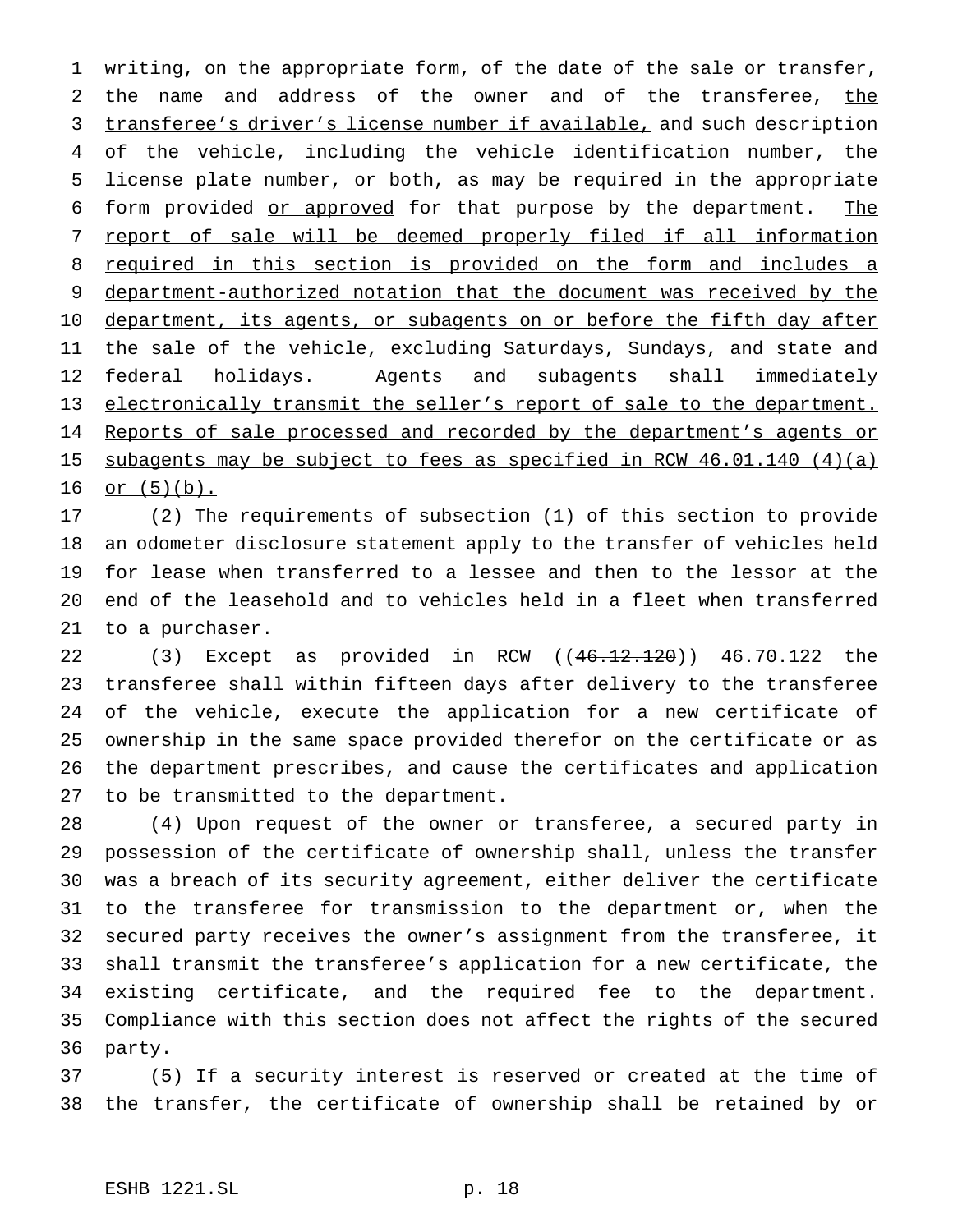writing, on the appropriate form, of the date of the sale or transfer, the name and address of the owner and of the transferee, <u>the transferee's driver's license number if available,</u> and such description of the vehicle, including the vehicle identification number, the license plate number, or both, as may be required in the appropriate form provided <u>or approved</u> for that purpose by the department. <u>The report of sale will be deemed properly filed if all information required in this section is provided on the form and includes a department-authorized notation that the document was received by the department, its agents, or subagents on or before the fifth day after the sale of the vehicle, excluding Saturdays, Sundays, and state and federal holidays. Agents and subagents shall immediately electronically transmit the seller's report of sale to the department. Reports of sale processed and recorded by the department's agents or subagents may be subject to fees as specified in RCW 46.01.140 (4)(a) or (5)(b).</u>

(2) The requirements of subsection (1) of this section to provide an odometer disclosure statement apply to the transfer of vehicles held for lease when transferred to a lessee and then to the lessor at the end of the leasehold and to vehicles held in a fleet when transferred to a purchaser.

(3) Except as provided in RCW ((~~46.12.120~~)) <u>46.70.122</u> the transferee shall within fifteen days after delivery to the transferee of the vehicle, execute the application for a new certificate of ownership in the same space provided therefor on the certificate or as the department prescribes, and cause the certificates and application to be transmitted to the department.

(4) Upon request of the owner or transferee, a secured party in possession of the certificate of ownership shall, unless the transfer was a breach of its security agreement, either deliver the certificate to the transferee for transmission to the department or, when the secured party receives the owner's assignment from the transferee, it shall transmit the transferee's application for a new certificate, the existing certificate, and the required fee to the department. Compliance with this section does not affect the rights of the secured party.

(5) If a security interest is reserved or created at the time of the transfer, the certificate of ownership shall be retained by or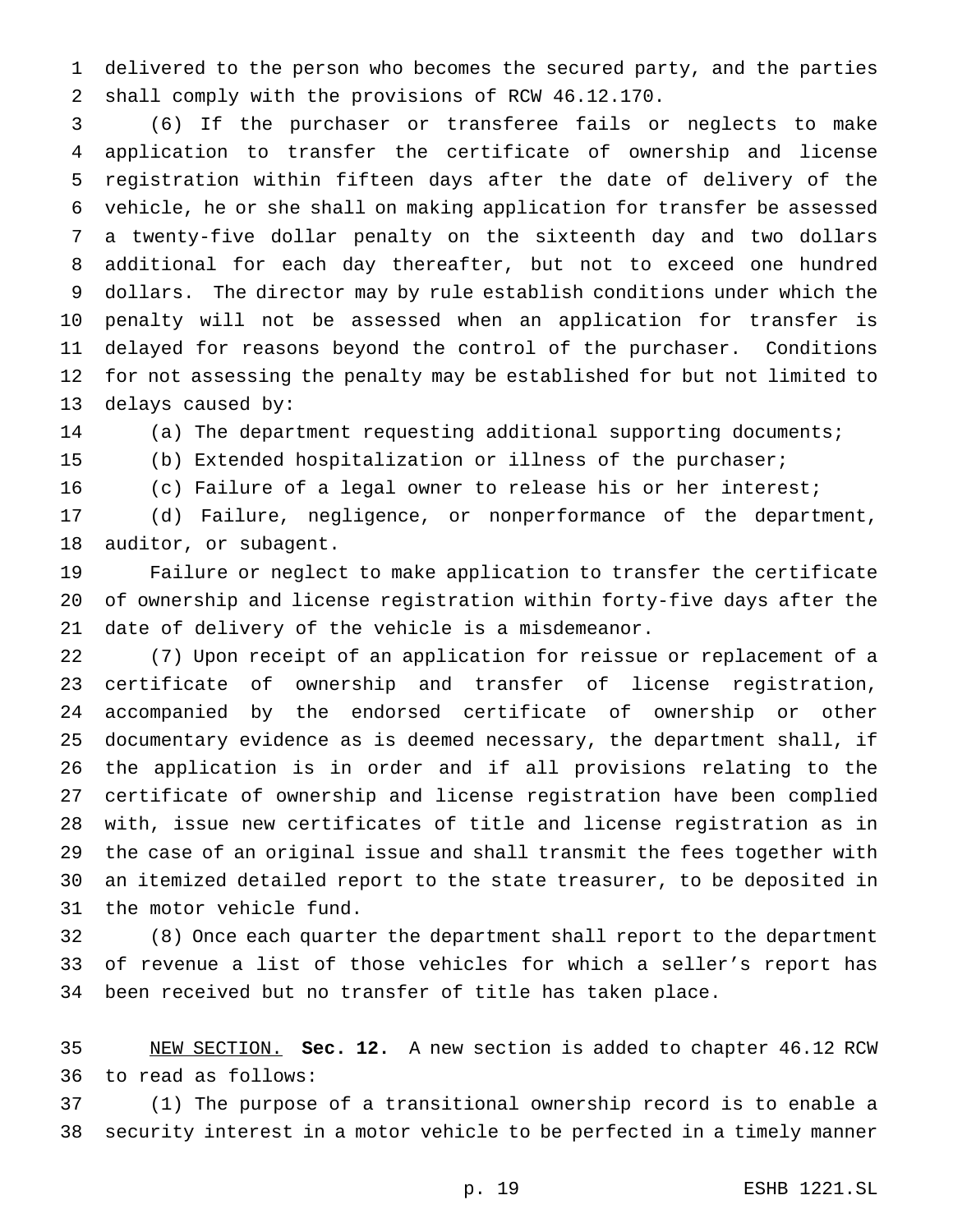delivered to the person who becomes the secured party, and the parties shall comply with the provisions of RCW 46.12.170.

(6) If the purchaser or transferee fails or neglects to make application to transfer the certificate of ownership and license registration within fifteen days after the date of delivery of the vehicle, he or she shall on making application for transfer be assessed a twenty-five dollar penalty on the sixteenth day and two dollars additional for each day thereafter, but not to exceed one hundred dollars. The director may by rule establish conditions under which the penalty will not be assessed when an application for transfer is delayed for reasons beyond the control of the purchaser. Conditions for not assessing the penalty may be established for but not limited to delays caused by:

(a) The department requesting additional supporting documents;

(b) Extended hospitalization or illness of the purchaser;

(c) Failure of a legal owner to release his or her interest;

(d) Failure, negligence, or nonperformance of the department, auditor, or subagent.

Failure or neglect to make application to transfer the certificate of ownership and license registration within forty-five days after the date of delivery of the vehicle is a misdemeanor.

(7) Upon receipt of an application for reissue or replacement of a certificate of ownership and transfer of license registration, accompanied by the endorsed certificate of ownership or other documentary evidence as is deemed necessary, the department shall, if the application is in order and if all provisions relating to the certificate of ownership and license registration have been complied with, issue new certificates of title and license registration as in the case of an original issue and shall transmit the fees together with an itemized detailed report to the state treasurer, to be deposited in the motor vehicle fund.

(8) Once each quarter the department shall report to the department of revenue a list of those vehicles for which a seller's report has been received but no transfer of title has taken place.

NEW SECTION. **Sec. 12.** A new section is added to chapter 46.12 RCW to read as follows:

(1) The purpose of a transitional ownership record is to enable a security interest in a motor vehicle to be perfected in a timely manner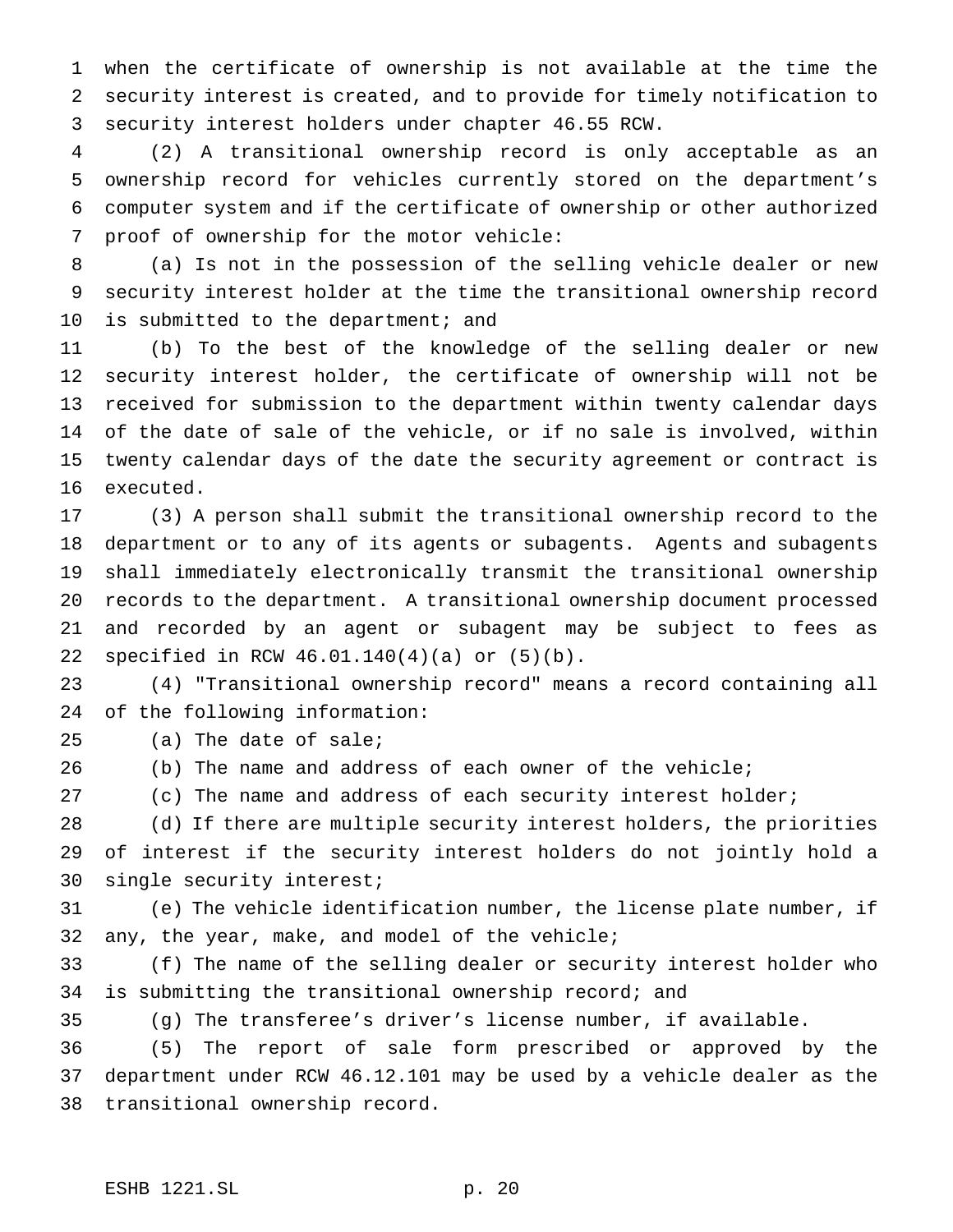when the certificate of ownership is not available at the time the security interest is created, and to provide for timely notification to security interest holders under chapter 46.55 RCW.

(2) A transitional ownership record is only acceptable as an ownership record for vehicles currently stored on the department's computer system and if the certificate of ownership or other authorized proof of ownership for the motor vehicle:

(a) Is not in the possession of the selling vehicle dealer or new security interest holder at the time the transitional ownership record is submitted to the department; and

(b) To the best of the knowledge of the selling dealer or new security interest holder, the certificate of ownership will not be received for submission to the department within twenty calendar days of the date of sale of the vehicle, or if no sale is involved, within twenty calendar days of the date the security agreement or contract is executed.

(3) A person shall submit the transitional ownership record to the department or to any of its agents or subagents. Agents and subagents shall immediately electronically transmit the transitional ownership records to the department. A transitional ownership document processed and recorded by an agent or subagent may be subject to fees as specified in RCW 46.01.140(4)(a) or (5)(b).

(4) "Transitional ownership record" means a record containing all of the following information:

(a) The date of sale;

(b) The name and address of each owner of the vehicle;

(c) The name and address of each security interest holder;

(d) If there are multiple security interest holders, the priorities of interest if the security interest holders do not jointly hold a single security interest;

(e) The vehicle identification number, the license plate number, if any, the year, make, and model of the vehicle;

(f) The name of the selling dealer or security interest holder who is submitting the transitional ownership record; and

(g) The transferee's driver's license number, if available.

(5) The report of sale form prescribed or approved by the department under RCW 46.12.101 may be used by a vehicle dealer as the transitional ownership record.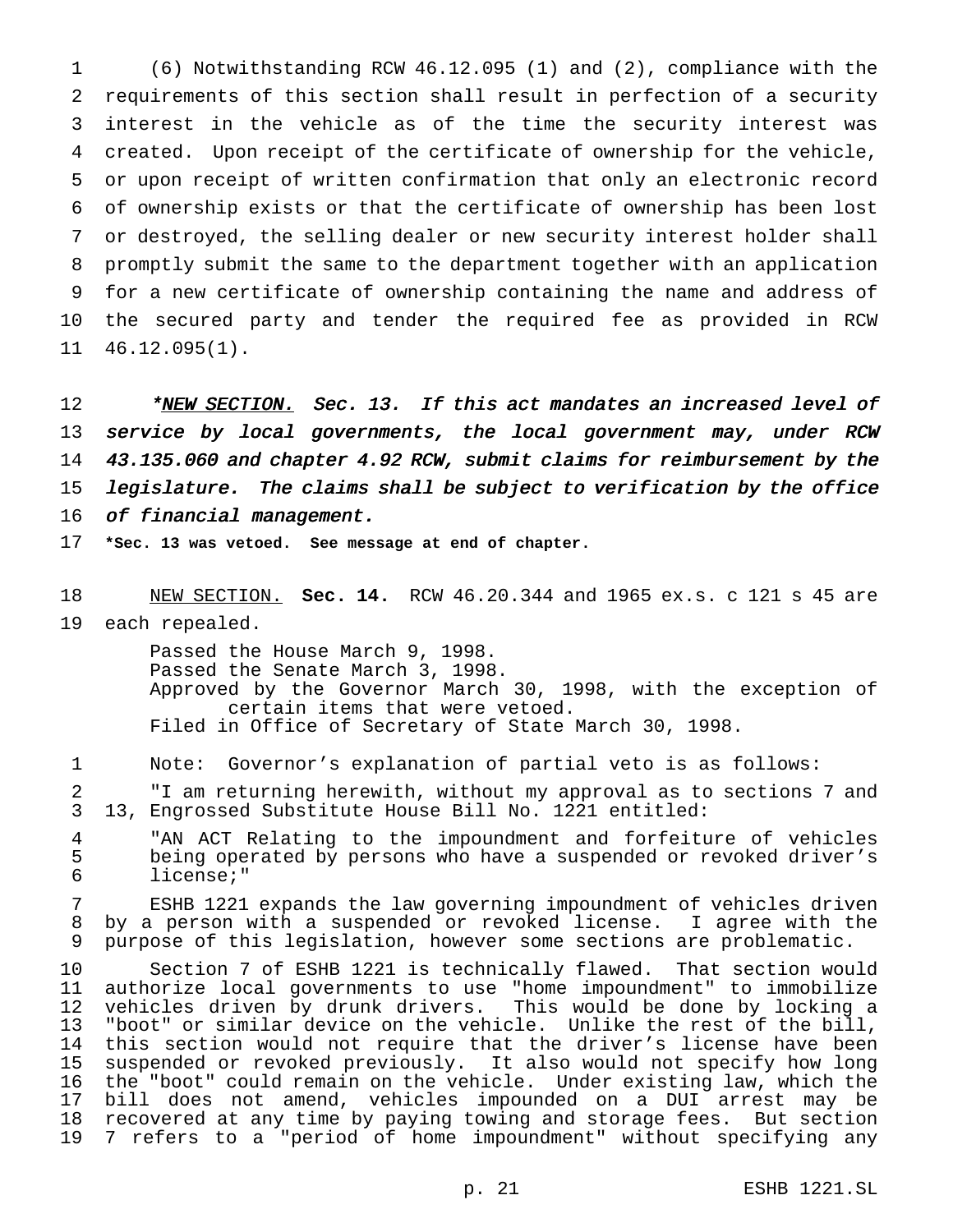(6) Notwithstanding RCW 46.12.095 (1) and (2), compliance with the requirements of this section shall result in perfection of a security interest in the vehicle as of the time the security interest was created. Upon receipt of the certificate of ownership for the vehicle, or upon receipt of written confirmation that only an electronic record of ownership exists or that the certificate of ownership has been lost or destroyed, the selling dealer or new security interest holder shall promptly submit the same to the department together with an application for a new certificate of ownership containing the name and address of the secured party and tender the required fee as provided in RCW 46.12.095(1).

***NEW SECTION.** *Sec. 13. If this act mandates an increased level of service by local governments, the local government may, under RCW 43.135.060 and chapter 4.92 RCW, submit claims for reimbursement by the legislature. The claims shall be subject to verification by the office of financial management.*

**\*Sec. 13 was vetoed. See message at end of chapter.**

NEW SECTION. **Sec. 14.** RCW 46.20.344 and 1965 ex.s. c 121 s 45 are each repealed.

Passed the House March 9, 1998.
Passed the Senate March 3, 1998.
Approved by the Governor March 30, 1998, with the exception of certain items that were vetoed.
Filed in Office of Secretary of State March 30, 1998.

Note: Governor's explanation of partial veto is as follows:

"I am returning herewith, without my approval as to sections 7 and 13, Engrossed Substitute House Bill No. 1221 entitled:

"AN ACT Relating to the impoundment and forfeiture of vehicles being operated by persons who have a suspended or revoked driver's license;"

ESHB 1221 expands the law governing impoundment of vehicles driven by a person with a suspended or revoked license. I agree with the purpose of this legislation, however some sections are problematic.

Section 7 of ESHB 1221 is technically flawed. That section would authorize local governments to use "home impoundment" to immobilize vehicles driven by drunk drivers. This would be done by locking a "boot" or similar device on the vehicle. Unlike the rest of the bill, this section would not require that the driver's license have been suspended or revoked previously. It also would not specify how long the "boot" could remain on the vehicle. Under existing law, which the bill does not amend, vehicles impounded on a DUI arrest may be recovered at any time by paying towing and storage fees. But section 7 refers to a "period of home impoundment" without specifying any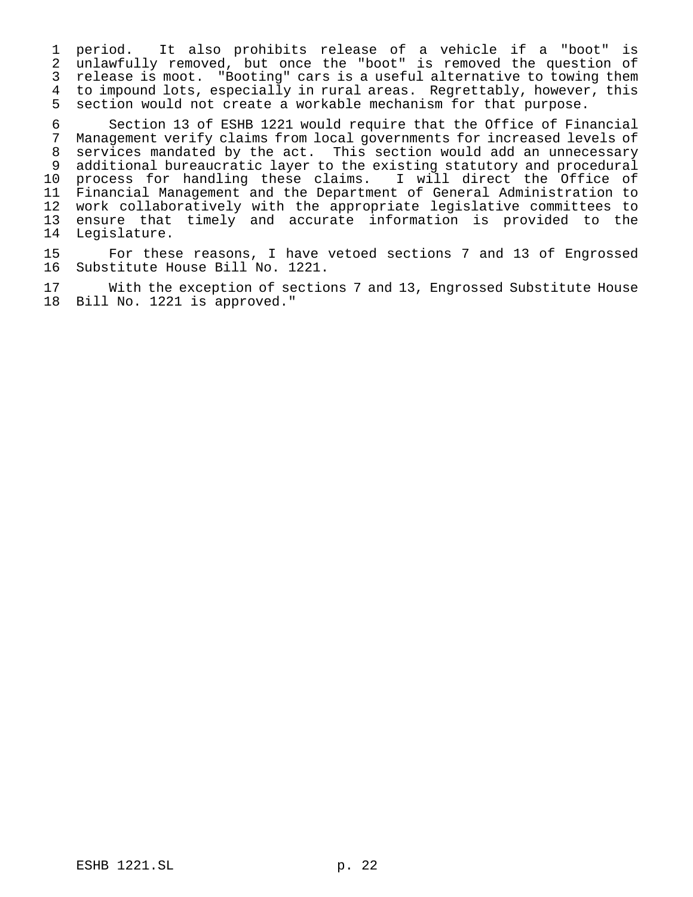period. It also prohibits release of a vehicle if a "boot" is unlawfully removed, but once the "boot" is removed the question of release is moot. "Booting" cars is a useful alternative to towing them to impound lots, especially in rural areas. Regrettably, however, this section would not create a workable mechanism for that purpose.

Section 13 of ESHB 1221 would require that the Office of Financial Management verify claims from local governments for increased levels of services mandated by the act. This section would add an unnecessary additional bureaucratic layer to the existing statutory and procedural process for handling these claims. I will direct the Office of Financial Management and the Department of General Administration to work collaboratively with the appropriate legislative committees to ensure that timely and accurate information is provided to the Legislature.

For these reasons, I have vetoed sections 7 and 13 of Engrossed Substitute House Bill No. 1221.

With the exception of sections 7 and 13, Engrossed Substitute House Bill No. 1221 is approved."